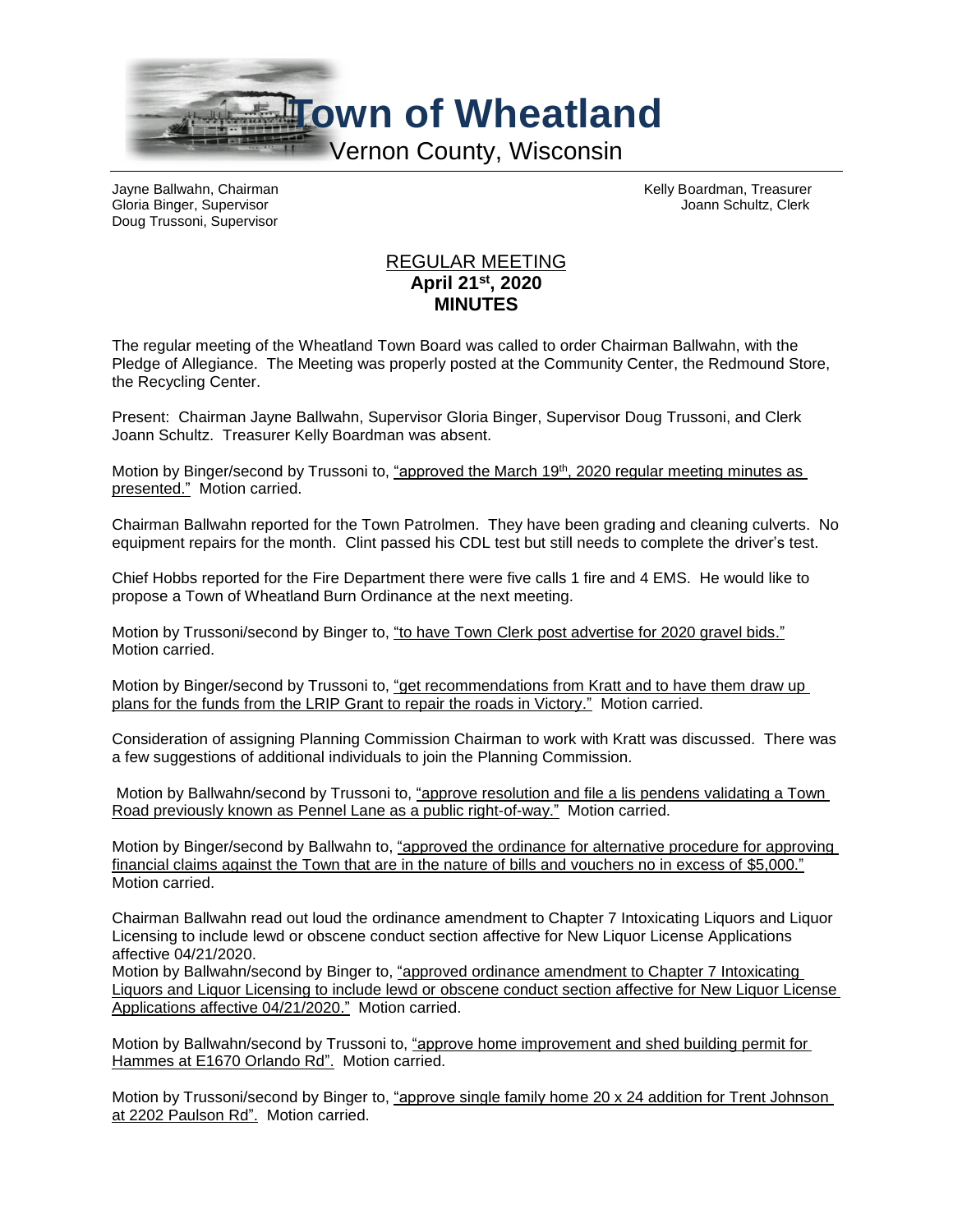# Town of Wheatland

Vernon County, Wisconsin

Jayne Ballwahn, Chairman
Gloria Binger, Supervisor
Doug Trussoni, Supervisor

Kelly Boardman, Treasurer
Joann Schultz, Clerk

## REGULAR MEETING
**April 21st, 2020**
**MINUTES**

The regular meeting of the Wheatland Town Board was called to order Chairman Ballwahn, with the Pledge of Allegiance. The Meeting was properly posted at the Community Center, the Redmound Store, the Recycling Center.

Present: Chairman Jayne Ballwahn, Supervisor Gloria Binger, Supervisor Doug Trussoni, and Clerk Joann Schultz. Treasurer Kelly Boardman was absent.

Motion by Binger/second by Trussoni to, "approved the March 19th, 2020 regular meeting minutes as presented." Motion carried.

Chairman Ballwahn reported for the Town Patrolmen. They have been grading and cleaning culverts. No equipment repairs for the month. Clint passed his CDL test but still needs to complete the driver's test.

Chief Hobbs reported for the Fire Department there were five calls 1 fire and 4 EMS. He would like to propose a Town of Wheatland Burn Ordinance at the next meeting.

Motion by Trussoni/second by Binger to, "to have Town Clerk post advertise for 2020 gravel bids." Motion carried.

Motion by Binger/second by Trussoni to, "get recommendations from Kratt and to have them draw up plans for the funds from the LRIP Grant to repair the roads in Victory." Motion carried.

Consideration of assigning Planning Commission Chairman to work with Kratt was discussed. There was a few suggestions of additional individuals to join the Planning Commission.

Motion by Ballwahn/second by Trussoni to, "approve resolution and file a lis pendens validating a Town Road previously known as Pennel Lane as a public right-of-way." Motion carried.

Motion by Binger/second by Ballwahn to, "approved the ordinance for alternative procedure for approving financial claims against the Town that are in the nature of bills and vouchers no in excess of $5,000." Motion carried.

Chairman Ballwahn read out loud the ordinance amendment to Chapter 7 Intoxicating Liquors and Liquor Licensing to include lewd or obscene conduct section affective for New Liquor License Applications affective 04/21/2020.
Motion by Ballwahn/second by Binger to, "approved ordinance amendment to Chapter 7 Intoxicating Liquors and Liquor Licensing to include lewd or obscene conduct section affective for New Liquor License Applications affective 04/21/2020." Motion carried.

Motion by Ballwahn/second by Trussoni to, "approve home improvement and shed building permit for Hammes at E1670 Orlando Rd". Motion carried.

Motion by Trussoni/second by Binger to, "approve single family home 20 x 24 addition for Trent Johnson at 2202 Paulson Rd". Motion carried.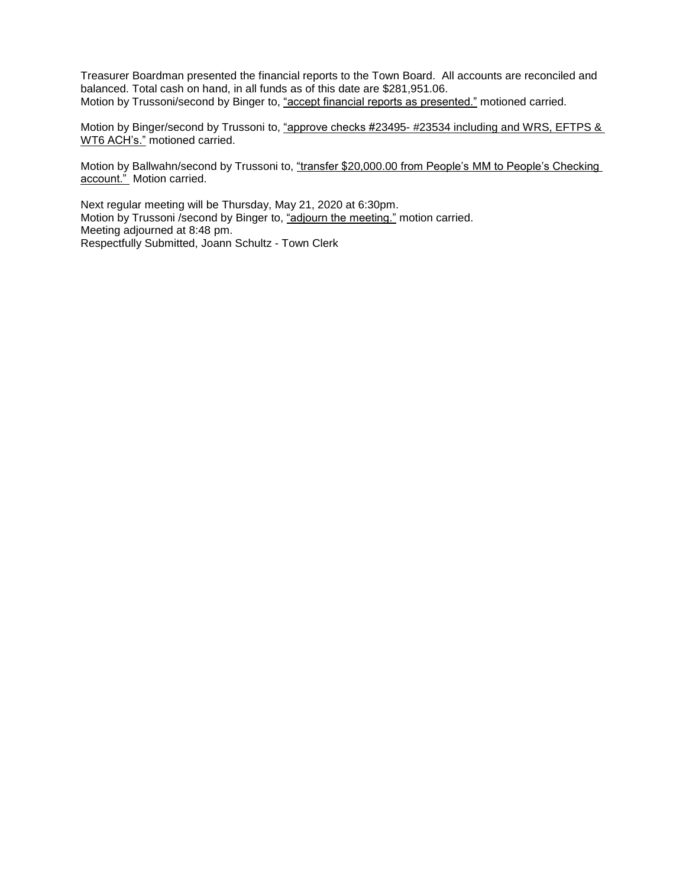Treasurer Boardman presented the financial reports to the Town Board. All accounts are reconciled and balanced. Total cash on hand, in all funds as of this date are $281,951.06.
Motion by Trussoni/second by Binger to, "accept financial reports as presented." motioned carried.

Motion by Binger/second by Trussoni to, "approve checks #23495- #23534 including and WRS, EFTPS & WT6 ACH's." motioned carried.

Motion by Ballwahn/second by Trussoni to, "transfer $20,000.00 from People's MM to People's Checking account." Motion carried.

Next regular meeting will be Thursday, May 21, 2020 at 6:30pm.
Motion by Trussoni /second by Binger to, "adjourn the meeting." motion carried.
Meeting adjourned at 8:48 pm.
Respectfully Submitted, Joann Schultz - Town Clerk